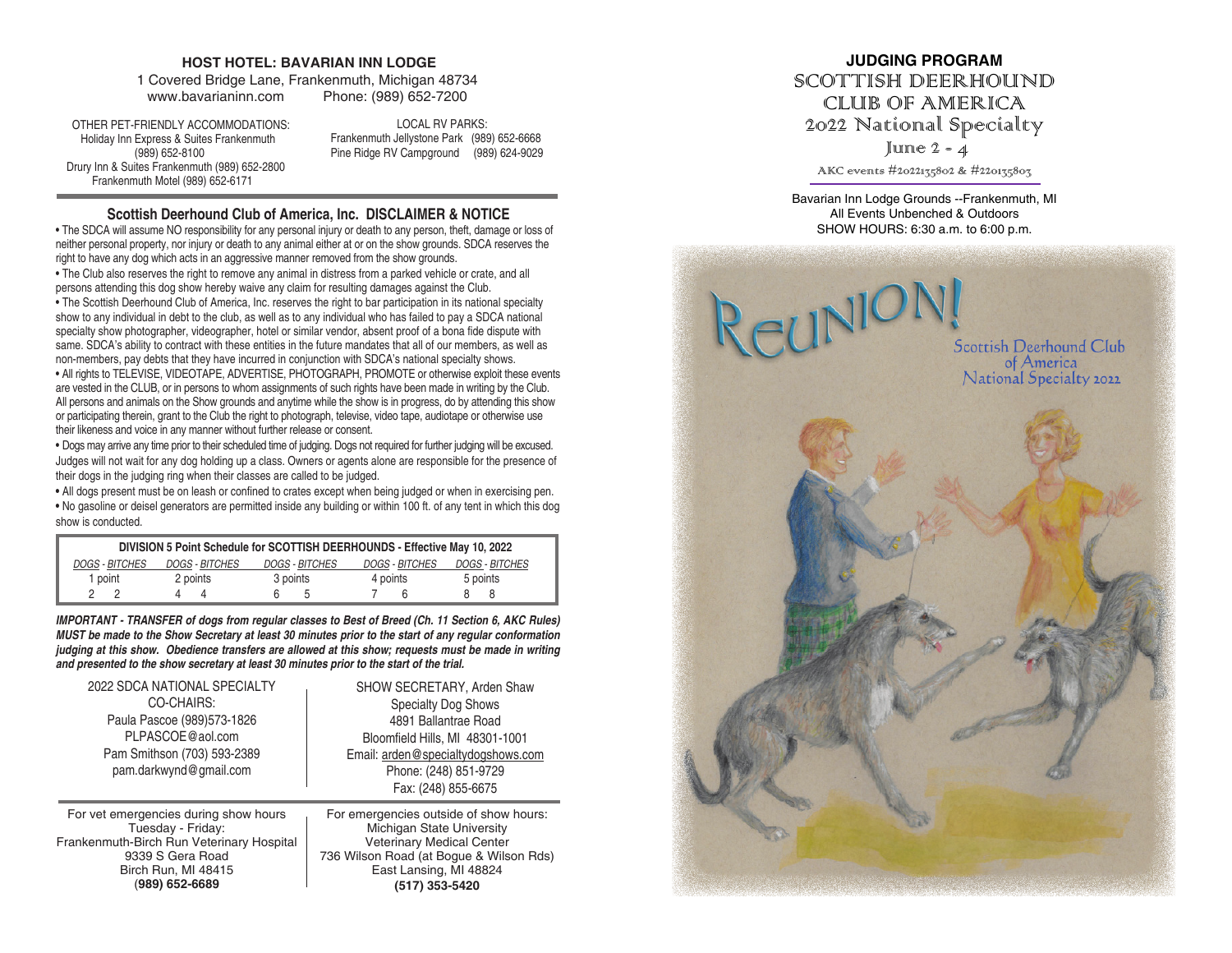**HOST HOTEL: BAVARIAN INN LODGE**
1 Covered Bridge Lane, Frankenmuth, Michigan 48734
www.bavarianinn.com Phone: (989) 652-7200

OTHER PET-FRIENDLY ACCOMMODATIONS:
Holiday Inn Express & Suites Frankenmuth
(989) 652-8100
Drury Inn & Suites Frankenmuth (989) 652-2800
Frankenmuth Motel (989) 652-6171

LOCAL RV PARKS:
Frankenmuth Jellystone Park (989) 652-6668
Pine Ridge RV Campground (989) 624-9029

## Scottish Deerhound Club of America, Inc. DISCLAIMER & NOTICE

• The SDCA will assume NO responsibility for any personal injury or death to any person, theft, damage or loss of neither personal property, nor injury or death to any animal either at or on the show grounds. SDCA reserves the right to have any dog which acts in an aggressive manner removed from the show grounds.

• The Club also reserves the right to remove any animal in distress from a parked vehicle or crate, and all persons attending this dog show hereby waive any claim for resulting damages against the Club.

• The Scottish Deerhound Club of America, Inc. reserves the right to bar participation in its national specialty show to any individual in debt to the club, as well as to any individual who has failed to pay a SDCA national specialty show photographer, videographer, hotel or similar vendor, absent proof of a bona fide dispute with same. SDCA's ability to contract with these entities in the future mandates that all of our members, as well as non-members, pay debts that they have incurred in conjunction with SDCA's national specialty shows.

• All rights to TELEVISE, VIDEOTAPE, ADVERTISE, PHOTOGRAPH, PROMOTE or otherwise exploit these events are vested in the CLUB, or in persons to whom assignments of such rights have been made in writing by the Club. All persons and animals on the Show grounds and anytime while the show is in progress, do by attending this show or participating therein, grant to the Club the right to photograph, televise, video tape, audiotape or otherwise use their likeness and voice in any manner without further release or consent.

• Dogs may arrive any time prior to their scheduled time of judging. Dogs not required for further judging will be excused. Judges will not wait for any dog holding up a class. Owners or agents alone are responsible for the presence of their dogs in the judging ring when their classes are called to be judged.

• All dogs present must be on leash or confined to crates except when being judged or when in exercising pen.

• No gasoline or deisel generators are permitted inside any building or within 100 ft. of any tent in which this dog show is conducted.

**DIVISION 5 Point Schedule for SCOTTISH DEERHOUNDS - Effective May 10, 2022**

| *DOGS - BITCHES* | *DOGS - BITCHES* | *DOGS - BITCHES* | *DOGS - BITCHES* | *DOGS - BITCHES* |
|---|---|---|---|---|
| 1 point | 2 points | 3 points | 4 points | 5 points |
| 2 2 | 4 4 | 6 5 | 7 6 | 8 8 |

***IMPORTANT - TRANSFER of dogs from regular classes to Best of Breed (Ch. 11 Section 6, AKC Rules) MUST be made to the Show Secretary at least 30 minutes prior to the start of any regular conformation judging at this show. Obedience transfers are allowed at this show; requests must be made in writing and presented to the show secretary at least 30 minutes prior to the start of the trial.***

2022 SDCA NATIONAL SPECIALTY
CO-CHAIRS:
Paula Pascoe (989)573-1826
PLPASCOE@aol.com
Pam Smithson (703) 593-2389
pam.darkwynd@gmail.com

SHOW SECRETARY, Arden Shaw
Specialty Dog Shows
4891 Ballantrae Road
Bloomfield Hills, MI 48301-1001
Email: arden@specialtydogshows.com
Phone: (248) 851-9729
Fax: (248) 855-6675

For vet emergencies during show hours
Tuesday - Friday:
Frankenmuth-Birch Run Veterinary Hospital
9339 S Gera Road
Birch Run, MI 48415
**(989) 652-6689**

For emergencies outside of show hours:
Michigan State University
Veterinary Medical Center
736 Wilson Road (at Bogue & Wilson Rds)
East Lansing, MI 48824
**(517) 353-5420**

# JUDGING PROGRAM
# SCOTTISH DEERHOUND CLUB OF AMERICA
## 2022 National Specialty
June 2 - 4

AKC events #2022135802 & #2201358o3

Bavarian Inn Lodge Grounds --Frankenmuth, MI
All Events Unbenched & Outdoors
SHOW HOURS: 6:30 a.m. to 6:00 p.m.

REUNION!

Scottish Deerhound Club of America
National Specialty 2022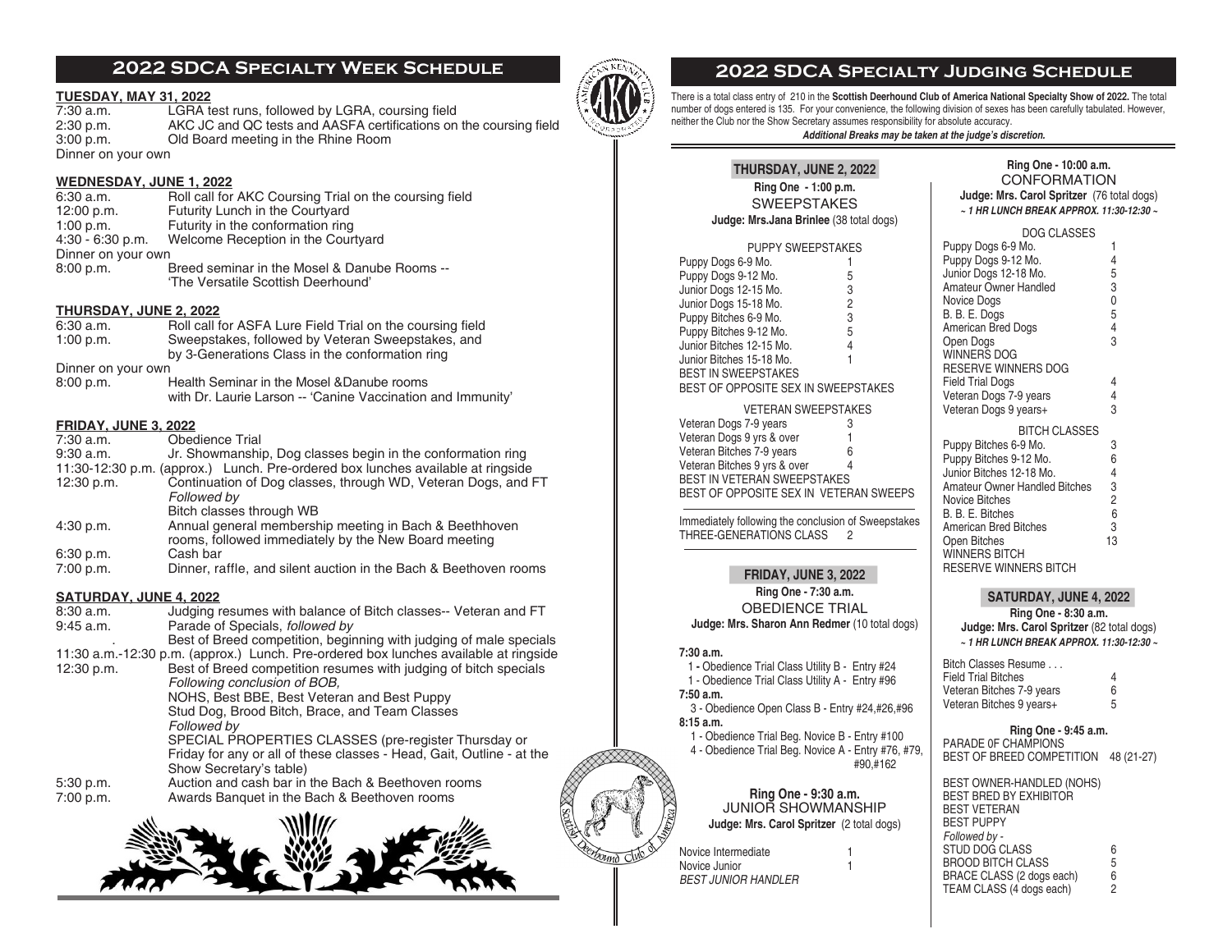## 2022 SDCA Specialty Week Schedule

**TUESDAY, MAY 31, 2022**

| | |
|---|---|
| 7:30 a.m. | LGRA test runs, followed by LGRA, coursing field |
| 2:30 p.m. | AKC JC and QC tests and AASFA certifications on the coursing field |
| 3:00 p.m. | Old Board meeting in the Rhine Room |

Dinner on your own

**WEDNESDAY, JUNE 1, 2022**

| | |
|---|---|
| 6:30 a.m. | Roll call for AKC Coursing Trial on the coursing field |
| 12:00 p.m. | Futurity Lunch in the Courtyard |
| 1:00 p.m. | Futurity in the conformation ring |
| 4:30 - 6:30 p.m. | Welcome Reception in the Courtyard |

Dinner on your own

| | |
|---|---|
| 8:00 p.m. | Breed seminar in the Mosel & Danube Rooms -- 'The Versatile Scottish Deerhound' |

**THURSDAY, JUNE 2, 2022**

| | |
|---|---|
| 6:30 a.m. | Roll call for ASFA Lure Field Trial on the coursing field |
| 1:00 p.m. | Sweepstakes, followed by Veteran Sweepstakes, and by 3-Generations Class in the conformation ring |

Dinner on your own

| | |
|---|---|
| 8:00 p.m. | Health Seminar in the Mosel &Danube rooms with Dr. Laurie Larson -- 'Canine Vaccination and Immunity' |

**FRIDAY, JUNE 3, 2022**

| | |
|---|---|
| 7:30 a.m. | Obedience Trial |
| 9:30 a.m. | Jr. Showmanship, Dog classes begin in the conformation ring |
| 11:30-12:30 p.m. (approx.) | Lunch. Pre-ordered box lunches available at ringside |
| 12:30 p.m. | Continuation of Dog classes, through WD, Veteran Dogs, and FT *Followed by* Bitch classes through WB |
| 4:30 p.m. | Annual general membership meeting in Bach & Beethhoven rooms, followed immediately by the New Board meeting |
| 6:30 p.m. | Cash bar |
| 7:00 p.m. | Dinner, raffle, and silent auction in the Bach & Beethoven rooms |

**SATURDAY, JUNE 4, 2022**

| | |
|---|---|
| 8:30 a.m. | Judging resumes with balance of Bitch classes-- Veteran and FT |
| 9:45 a.m. | Parade of Specials, *followed by* Best of Breed competition, beginning with judging of male specials |
| 11:30 a.m.-12:30 p.m. (approx.) | Lunch. Pre-ordered box lunches available at ringside |
| 12:30 p.m. | Best of Breed competition resumes with judging of bitch specials *Following conclusion of BOB,* NOHS, Best BBE, Best Veteran and Best Puppy Stud Dog, Brood Bitch, Brace, and Team Classes *Followed by* SPECIAL PROPERTIES CLASSES (pre-register Thursday or Friday for any or all of these classes - Head, Gait, Outline - at the Show Secretary's table) |
| 5:30 p.m. | Auction and cash bar in the Bach & Beethoven rooms |
| 7:00 p.m. | Awards Banquet in the Bach & Beethoven rooms |

## 2022 SDCA Specialty Judging Schedule

There is a total class entry of 210 in the **Scottish Deerhound Club of America National Specialty Show of 2022.** The total number of dogs entered is 135. For your convenience, the following division of sexes has been carefully tabulated. However, neither the Club nor the Show Secretary assumes responsibility for absolute accuracy.

***Additional Breaks may be taken at the judge's discretion.***

### THURSDAY, JUNE 2, 2022

**Ring One - 1:00 p.m.**
SWEEPSTAKES
**Judge: Mrs.Jana Brinlee** (38 total dogs)

| PUPPY SWEEPSTAKES | |
|---|---|
| Puppy Dogs 6-9 Mo. | 1 |
| Puppy Dogs 9-12 Mo. | 5 |
| Junior Dogs 12-15 Mo. | 3 |
| Junior Dogs 15-18 Mo. | 2 |
| Puppy Bitches 6-9 Mo. | 3 |
| Puppy Bitches 9-12 Mo. | 5 |
| Junior Bitches 12-15 Mo. | 4 |
| Junior Bitches 15-18 Mo. | 1 |
| BEST IN SWEEPSTAKES | |
| BEST OF OPPOSITE SEX IN SWEEPSTAKES | |

| VETERAN SWEEPSTAKES | |
|---|---|
| Veteran Dogs 7-9 years | 3 |
| Veteran Dogs 9 yrs & over | 1 |
| Veteran Bitches 7-9 years | 6 |
| Veteran Bitches 9 yrs & over | 4 |
| BEST IN VETERAN SWEEPSTAKES | |
| BEST OF OPPOSITE SEX IN VETERAN SWEEPS | |

Immediately following the conclusion of Sweepstakes
THREE-GENERATIONS CLASS 2

### FRIDAY, JUNE 3, 2022

**Ring One - 7:30 a.m.**
OBEDIENCE TRIAL
**Judge: Mrs. Sharon Ann Redmer** (10 total dogs)

**7:30 a.m.**
1 - Obedience Trial Class Utility B - Entry #24
1 - Obedience Trial Class Utility A - Entry #96

**7:50 a.m.**
3 - Obedience Open Class B - Entry #24,#26,#96

**8:15 a.m.**
1 - Obedience Trial Beg. Novice B - Entry #100
4 - Obedience Trial Beg. Novice A - Entry #76, #79, #90,#162

**Ring One - 9:30 a.m.**
JUNIOR SHOWMANSHIP
**Judge: Mrs. Carol Spritzer** (2 total dogs)

| | |
|---|---|
| Novice Intermediate | 1 |
| Novice Junior | 1 |
| *BEST JUNIOR HANDLER* | |

**Ring One - 10:00 a.m.**
CONFORMATION
**Judge: Mrs. Carol Spritzer** (76 total dogs)
***~ 1 HR LUNCH BREAK APPROX. 11:30-12:30 ~***

| DOG CLASSES | |
|---|---|
| Puppy Dogs 6-9 Mo. | 1 |
| Puppy Dogs 9-12 Mo. | 4 |
| Junior Dogs 12-18 Mo. | 5 |
| Amateur Owner Handled | 3 |
| Novice Dogs | 0 |
| B. B. E. Dogs | 5 |
| American Bred Dogs | 4 |
| Open Dogs | 3 |
| WINNERS DOG | |
| RESERVE WINNERS DOG | |
| Field Trial Dogs | 4 |
| Veteran Dogs 7-9 years | 4 |
| Veteran Dogs 9 years+ | 3 |

| BITCH CLASSES | |
|---|---|
| Puppy Bitches 6-9 Mo. | 3 |
| Puppy Bitches 9-12 Mo. | 6 |
| Junior Bitches 12-18 Mo. | 4 |
| Amateur Owner Handled Bitches | 3 |
| Novice Bitches | 2 |
| B. B. E. Bitches | 6 |
| American Bred Bitches | 3 |
| Open Bitches | 13 |
| WINNERS BITCH | |
| RESERVE WINNERS BITCH | |

### SATURDAY, JUNE 4, 2022

**Ring One - 8:30 a.m.**
**Judge: Mrs. Carol Spritzer** (82 total dogs)
***~ 1 HR LUNCH BREAK APPROX. 11:30-12:30 ~***

| Bitch Classes Resume . . . | |
|---|---|
| Field Trial Bitches | 4 |
| Veteran Bitches 7-9 years | 6 |
| Veteran Bitches 9 years+ | 5 |

**Ring One - 9:45 a.m.**
PARADE 0F CHAMPIONS
BEST OF BREED COMPETITION 48 (21-27)

| | |
|---|---|
| BEST OWNER-HANDLED (NOHS) | |
| BEST BRED BY EXHIBITOR | |
| BEST VETERAN | |
| BEST PUPPY | |
| *Followed by -* | |
| STUD DOG CLASS | 6 |
| BROOD BITCH CLASS | 5 |
| BRACE CLASS (2 dogs each) | 6 |
| TEAM CLASS (4 dogs each) | 2 |